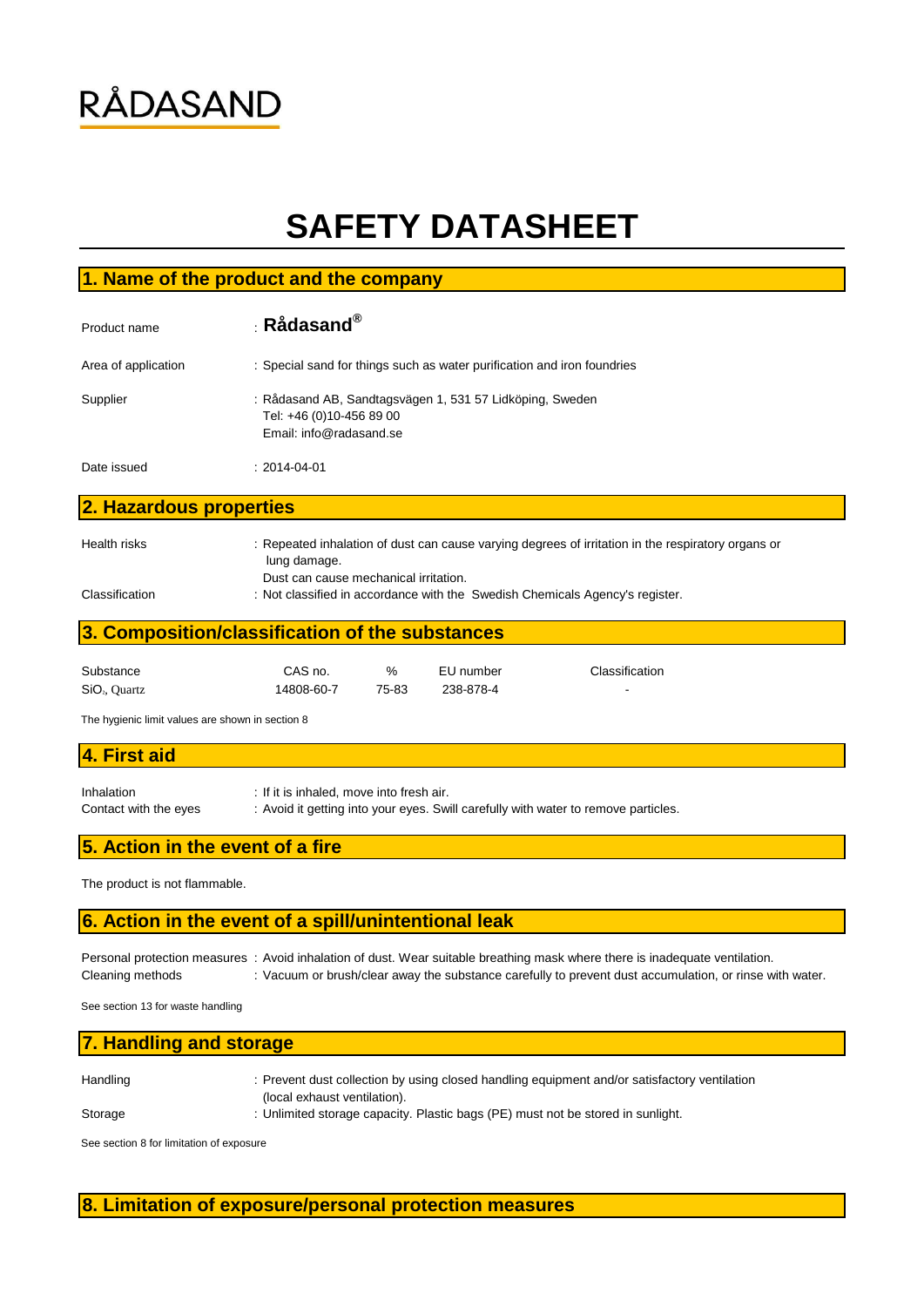RÅDASAND

# SAFETY DATASHEET

## 1. Name of the product and the company

Product name : **Rådasand®**

Area of application : Special sand for things such as water purification and iron foundries

Supplier : Rådasand AB, Sandtagsvägen 1, 531 57 Lidköping, Sweden
Tel: +46 (0)10-456 89 00
Email: info@radasand.se

Date issued : 2014-04-01

## 2. Hazardous properties

Health risks : Repeated inhalation of dust can cause varying degrees of irritation in the respiratory organs or lung damage.
Dust can cause mechanical irritation.

Classification : Not classified in accordance with the Swedish Chemicals Agency's register.

## 3. Composition/classification of the substances

| Substance | CAS no. | % | EU number | Classification |
|---|---|---|---|---|
| $SiO_2$, Quartz | 14808-60-7 | 75-83 | 238-878-4 | - |

The hygienic limit values are shown in section 8

## 4. First aid

Inhalation : If it is inhaled, move into fresh air.

Contact with the eyes : Avoid it getting into your eyes. Swill carefully with water to remove particles.

## 5. Action in the event of a fire

The product is not flammable.

## 6. Action in the event of a spill/unintentional leak

Personal protection measures : Avoid inhalation of dust. Wear suitable breathing mask where there is inadequate ventilation.

Cleaning methods : Vacuum or brush/clear away the substance carefully to prevent dust accumulation, or rinse with water.

See section 13 for waste handling

## 7. Handling and storage

Handling : Prevent dust collection by using closed handling equipment and/or satisfactory ventilation (local exhaust ventilation).

Storage : Unlimited storage capacity. Plastic bags (PE) must not be stored in sunlight.

See section 8 for limitation of exposure

## 8. Limitation of exposure/personal protection measures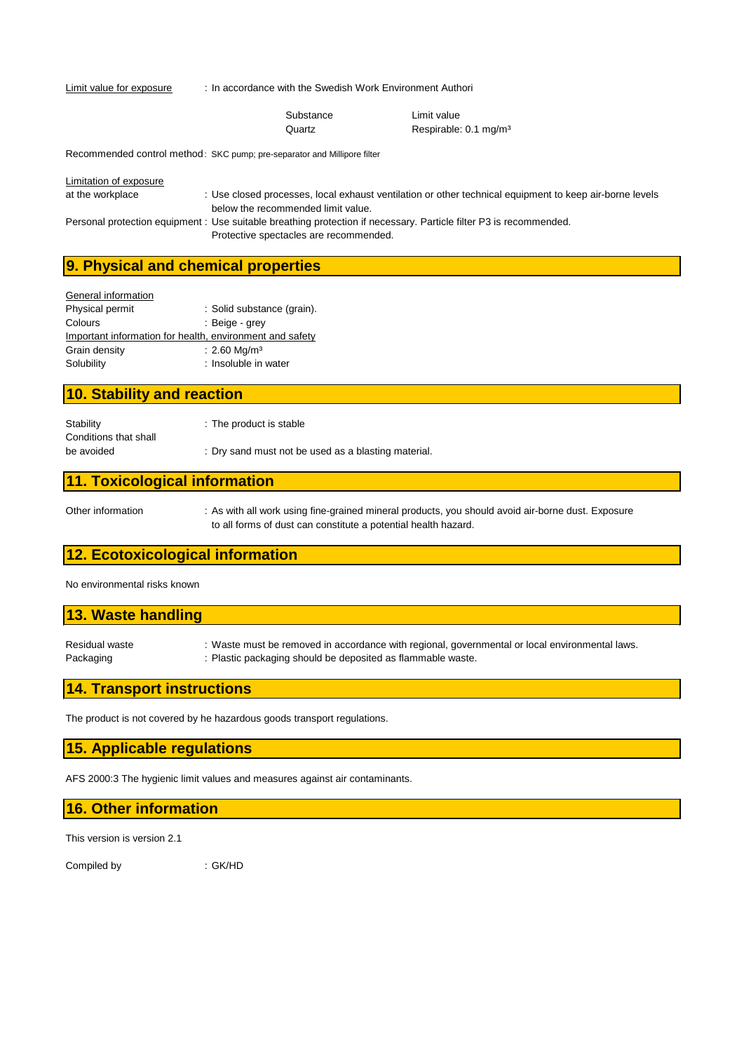Limit value for exposure : In accordance with the Swedish Work Environment Authori

| Substance | Limit value |
| --- | --- |
| Quartz | Respirable: 0.1 mg/m³ |

Recommended control method : SKC pump; pre-separator and Millipore filter

Limitation of exposure

at the workplace : Use closed processes, local exhaust ventilation or other technical equipment to keep air-borne levels below the recommended limit value.

Personal protection equipment : Use suitable breathing protection if necessary. Particle filter P3 is recommended. Protective spectacles are recommended.

## 9. Physical and chemical properties

General information

Physical permit : Solid substance (grain).

Colours : Beige - grey

Important information for health, environment and safety

Grain density : 2.60 Mg/m³

Solubility : Insoluble in water

## 10. Stability and reaction

Stability : The product is stable

Conditions that shall be avoided : Dry sand must not be used as a blasting material.

## 11. Toxicological information

Other information : As with all work using fine-grained mineral products, you should avoid air-borne dust. Exposure to all forms of dust can constitute a potential health hazard.

## 12. Ecotoxicological information

No environmental risks known

## 13. Waste handling

Residual waste : Waste must be removed in accordance with regional, governmental or local environmental laws.

Packaging : Plastic packaging should be deposited as flammable waste.

## 14. Transport instructions

The product is not covered by he hazardous goods transport regulations.

## 15. Applicable regulations

AFS 2000:3 The hygienic limit values and measures against air contaminants.

## 16. Other information

This version is version 2.1

Compiled by : GK/HD